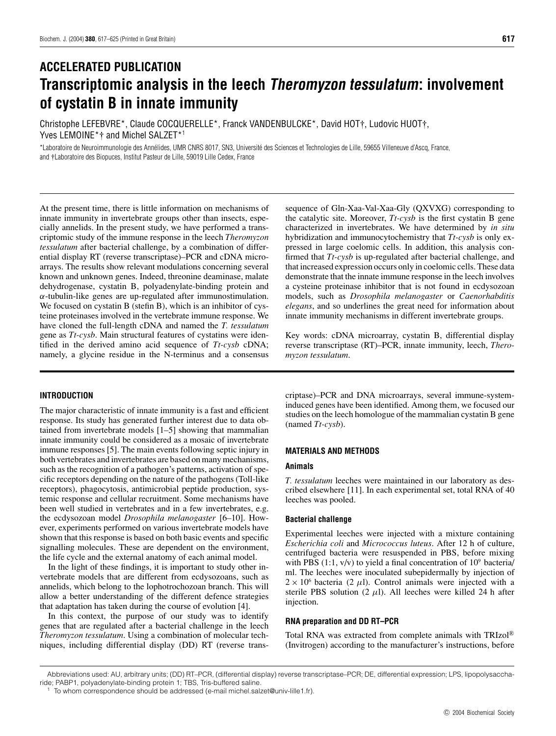## ACCELERATED PUBLICATION

# Transcriptomic analysis in the leech *Theromyzon tessulatum*: involvement of cystatin B in innate immunity

Christophe LEFEBVRE*, Claude COCQUERELLE*, Franck VANDENBULCKE*, David HOT†, Ludovic HUOT†, Yves LEMOINE*† and Michel SALZET*[1]

*Laboratoire de Neuroimmunologie des Annélides, UMR CNRS 8017, SN3, Université des Sciences et Technologies de Lille, 59655 Villeneuve d'Ascq, France, and †Laboratoire des Biopuces, Institut Pasteur de Lille, 59019 Lille Cedex, France

At the present time, there is little information on mechanisms of innate immunity in invertebrate groups other than insects, especially annelids. In the present study, we have performed a transcriptomic study of the immune response in the leech *Theromyzon tessulatum* after bacterial challenge, by a combination of differential display RT (reverse transcriptase)–PCR and cDNA microarrays. The results show relevant modulations concerning several known and unknown genes. Indeed, threonine deaminase, malate dehydrogenase, cystatin B, polyadenylate-binding protein and $\alpha$-tubulin-like genes are up-regulated after immunostimulation. We focused on cystatin B (stefin B), which is an inhibitor of cysteine proteinases involved in the vertebrate immune response. We have cloned the full-length cDNA and named the *T. tessulatum* gene as *Tt-cysb*. Main structural features of cystatins were identified in the derived amino acid sequence of *Tt-cysb* cDNA; namely, a glycine residue in the N-terminus and a consensus sequence of Gln-Xaa-Val-Xaa-Gly (QXVXG) corresponding to the catalytic site. Moreover, *Tt-cysb* is the first cystatin B gene characterized in invertebrates. We have determined by *in situ* hybridization and immunocytochemistry that *Tt-cysb* is only expressed in large coelomic cells. In addition, this analysis confirmed that *Tt-cysb* is up-regulated after bacterial challenge, and that increased expression occurs only in coelomic cells. These data demonstrate that the innate immune response in the leech involves a cysteine proteinase inhibitor that is not found in ecdysozoan models, such as *Drosophila melanogaster* or *Caenorhabditis elegans*, and so underlines the great need for information about innate immunity mechanisms in different invertebrate groups.

Key words: cDNA microarray, cystatin B, differential display reverse transcriptase (RT)–PCR, innate immunity, leech, *Theromyzon tessulatum*.

## INTRODUCTION

The major characteristic of innate immunity is a fast and efficient response. Its study has generated further interest due to data obtained from invertebrate models [1–5] showing that mammalian innate immunity could be considered as a mosaic of invertebrate immune responses [5]. The main events following septic injury in both vertebrates and invertebrates are based on many mechanisms, such as the recognition of a pathogen's patterns, activation of specific receptors depending on the nature of the pathogens (Toll-like receptors), phagocytosis, antimicrobial peptide production, systemic response and cellular recruitment. Some mechanisms have been well studied in vertebrates and in a few invertebrates, e.g. the ecdysozoan model *Drosophila melanogaster* [6–10]. However, experiments performed on various invertebrate models have shown that this response is based on both basic events and specific signalling molecules. These are dependent on the environment, the life cycle and the external anatomy of each animal model.

In the light of these findings, it is important to study other invertebrate models that are different from ecdysozoans, such as annelids, which belong to the lophotrochozoan branch. This will allow a better understanding of the different defence strategies that adaptation has taken during the course of evolution [4].

In this context, the purpose of our study was to identify genes that are regulated after a bacterial challenge in the leech *Theromyzon tessulatum*. Using a combination of molecular techniques, including differential display (DD) RT (reverse transcriptase)–PCR and DNA microarrays, several immune-system-induced genes have been identified. Among them, we focused our studies on the leech homologue of the mammalian cystatin B gene (named *Tt-cysb*).

## MATERIALS AND METHODS

### Animals

*T. tessulatum* leeches were maintained in our laboratory as described elsewhere [11]. In each experimental set, total RNA of 40 leeches was pooled.

### Bacterial challenge

Experimental leeches were injected with a mixture containing *Escherichia coli* and *Micrococcus luteus*. After 12 h of culture, centrifuged bacteria were resuspended in PBS, before mixing with PBS (1:1, v/v) to yield a final concentration of $10^9$ bacteria/ml. The leeches were inoculated subepidermally by injection of $2 \times 10^6$ bacteria (2 $\mu$l). Control animals were injected with a sterile PBS solution (2 $\mu$l). All leeches were killed 24 h after injection.

### RNA preparation and DD RT–PCR

Total RNA was extracted from complete animals with TRIzol® (Invitrogen) according to the manufacturer's instructions, before

Abbreviations used: AU, arbitrary units; (DD) RT–PCR, (differential display) reverse transcriptase–PCR; DE, differential expression; LPS, lipopolysaccharide; PABP1, polyadenylate-binding protein 1; TBS, Tris-buffered saline.

[1] To whom correspondence should be addressed (e-mail michel.salzet@univ-lille1.fr).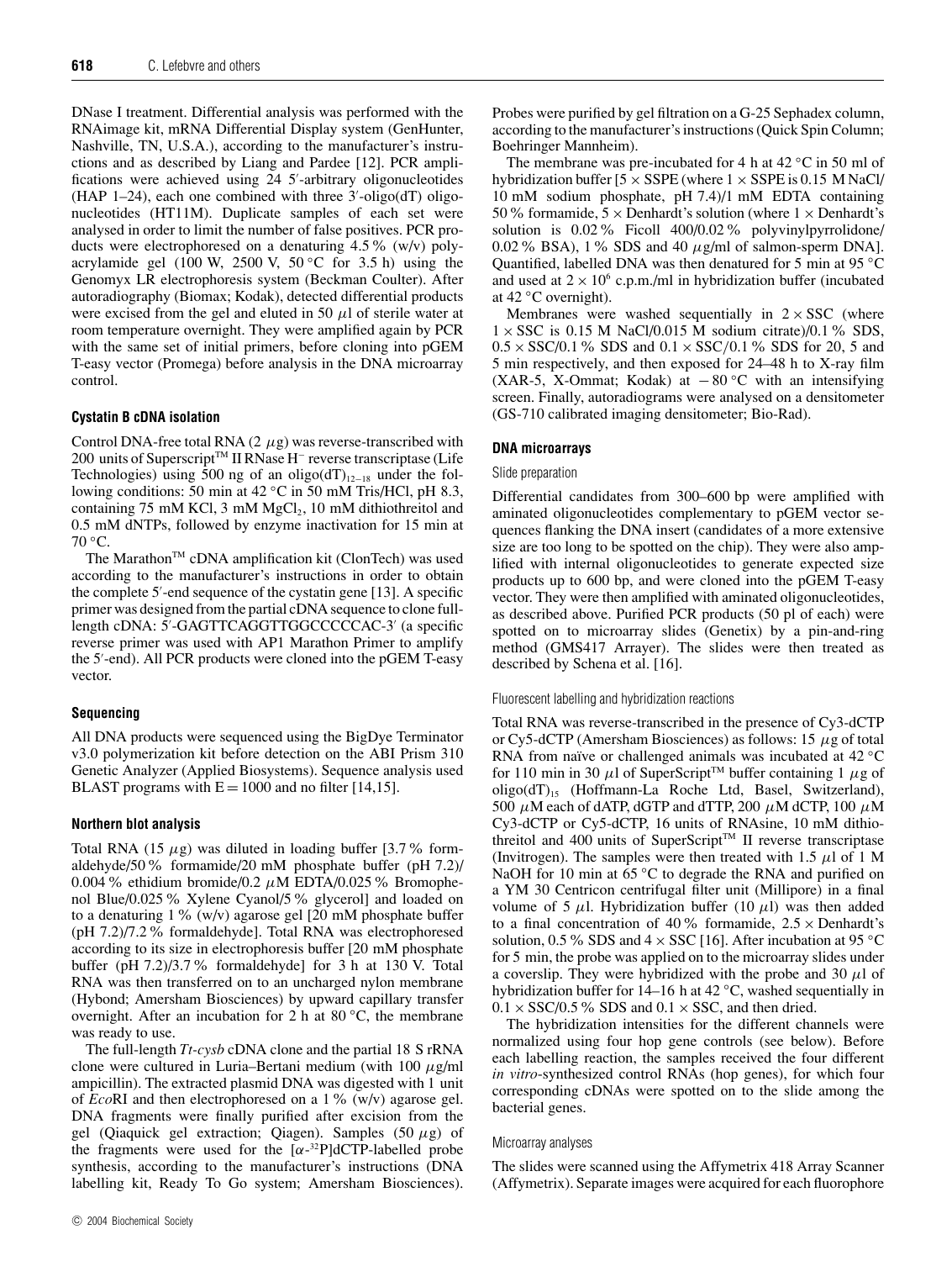DNase I treatment. Differential analysis was performed with the RNAimage kit, mRNA Differential Display system (GenHunter, Nashville, TN, U.S.A.), according to the manufacturer's instructions and as described by Liang and Pardee [12]. PCR amplifications were achieved using 24 5′-arbitrary oligonucleotides (HAP 1–24), each one combined with three 3′-oligo(dT) oligonucleotides (HT11M). Duplicate samples of each set were analysed in order to limit the number of false positives. PCR products were electrophoresed on a denaturing 4.5 % (w/v) polyacrylamide gel (100 W, 2500 V, 50 °C for 3.5 h) using the Genomyx LR electrophoresis system (Beckman Coulter). After autoradiography (Biomax; Kodak), detected differential products were excised from the gel and eluted in 50 $\mu$l of sterile water at room temperature overnight. They were amplified again by PCR with the same set of initial primers, before cloning into pGEM T-easy vector (Promega) before analysis in the DNA microarray control.

### Cystatin B cDNA isolation

Control DNA-free total RNA (2 $\mu$g) was reverse-transcribed with 200 units of Superscript™ II RNase $H^-$ reverse transcriptase (Life Technologies) using 500 ng of an oligo$(dT)_{12-18}$ under the following conditions: 50 min at 42 °C in 50 mM Tris/HCl, pH 8.3, containing 75 mM KCl, 3 mM $MgCl_2$, 10 mM dithiothreitol and 0.5 mM dNTPs, followed by enzyme inactivation for 15 min at 70 °C.

The Marathon™ cDNA amplification kit (ClonTech) was used according to the manufacturer's instructions in order to obtain the complete 5′-end sequence of the cystatin gene [13]. A specific primer was designed from the partial cDNA sequence to clone full-length cDNA: 5′-GAGTTCAGGTTGGCCCCCAC-3′ (a specific reverse primer was used with AP1 Marathon Primer to amplify the 5′-end). All PCR products were cloned into the pGEM T-easy vector.

### Sequencing

All DNA products were sequenced using the BigDye Terminator v3.0 polymerization kit before detection on the ABI Prism 310 Genetic Analyzer (Applied Biosystems). Sequence analysis used BLAST programs with E = 1000 and no filter [14,15].

### Northern blot analysis

Total RNA (15 $\mu$g) was diluted in loading buffer [3.7 % formaldehyde/50 % formamide/20 mM phosphate buffer (pH 7.2)/ 0.004 % ethidium bromide/0.2 $\mu$M EDTA/0.025 % Bromophenol Blue/0.025 % Xylene Cyanol/5 % glycerol] and loaded on to a denaturing 1 % (w/v) agarose gel [20 mM phosphate buffer (pH 7.2)/7.2 % formaldehyde]. Total RNA was electrophoresed according to its size in electrophoresis buffer [20 mM phosphate buffer (pH 7.2)/3.7 % formaldehyde] for 3 h at 130 V. Total RNA was then transferred on to an uncharged nylon membrane (Hybond; Amersham Biosciences) by upward capillary transfer overnight. After an incubation for 2 h at 80 °C, the membrane was ready to use.

The full-length *Tt-cysb* cDNA clone and the partial 18 S rRNA clone were cultured in Luria–Bertani medium (with 100 $\mu$g/ml ampicillin). The extracted plasmid DNA was digested with 1 unit of *Eco*RI and then electrophoresed on a 1 % (w/v) agarose gel. DNA fragments were finally purified after excision from the gel (Qiaquick gel extraction; Qiagen). Samples (50 $\mu$g) of the fragments were used for the [$\alpha$-$^{32}$P]dCTP-labelled probe synthesis, according to the manufacturer's instructions (DNA labelling kit, Ready To Go system; Amersham Biosciences). Probes were purified by gel filtration on a G-25 Sephadex column, according to the manufacturer's instructions (Quick Spin Column; Boehringer Mannheim).

The membrane was pre-incubated for 4 h at 42 °C in 50 ml of hybridization buffer [5 × SSPE (where 1 × SSPE is 0.15 M NaCl/ 10 mM sodium phosphate, pH 7.4)/1 mM EDTA containing 50 % formamide, 5 × Denhardt's solution (where 1 × Denhardt's solution is 0.02 % Ficoll 400/0.02 % polyvinylpyrrolidone/ 0.02 % BSA), 1 % SDS and 40 $\mu$g/ml of salmon-sperm DNA]. Quantified, labelled DNA was then denatured for 5 min at 95 °C and used at $2 \times 10^6$ c.p.m./ml in hybridization buffer (incubated at 42 °C overnight).

Membranes were washed sequentially in 2 × SSC (where 1 × SSC is 0.15 M NaCl/0.015 M sodium citrate)/0.1 % SDS, 0.5 × SSC/0.1 % SDS and 0.1 × SSC/0.1 % SDS for 20, 5 and 5 min respectively, and then exposed for 24–48 h to X-ray film (XAR-5, X-Ommat; Kodak) at −80 °C with an intensifying screen. Finally, autoradiograms were analysed on a densitometer (GS-710 calibrated imaging densitometer; Bio-Rad).

### DNA microarrays

#### Slide preparation

Differential candidates from 300–600 bp were amplified with aminated oligonucleotides complementary to pGEM vector sequences flanking the DNA insert (candidates of a more extensive size are too long to be spotted on the chip). They were also amplified with internal oligonucleotides to generate expected size products up to 600 bp, and were cloned into the pGEM T-easy vector. They were then amplified with aminated oligonucleotides, as described above. Purified PCR products (50 pl of each) were spotted on to microarray slides (Genetix) by a pin-and-ring method (GMS417 Arrayer). The slides were then treated as described by Schena et al. [16].

#### Fluorescent labelling and hybridization reactions

Total RNA was reverse-transcribed in the presence of Cy3-dCTP or Cy5-dCTP (Amersham Biosciences) as follows: 15 $\mu$g of total RNA from naïve or challenged animals was incubated at 42 °C for 110 min in 30 $\mu$l of SuperScript™ buffer containing 1 $\mu$g of oligo$(dT)_{15}$ (Hoffmann-La Roche Ltd, Basel, Switzerland), 500 $\mu$M each of dATP, dGTP and dTTP, 200 $\mu$M dCTP, 100 $\mu$M Cy3-dCTP or Cy5-dCTP, 16 units of RNAsine, 10 mM dithiothreitol and 400 units of SuperScript™ II reverse transcriptase (Invitrogen). The samples were then treated with 1.5 $\mu$l of 1 M NaOH for 10 min at 65 °C to degrade the RNA and purified on a YM 30 Centricon centrifugal filter unit (Millipore) in a final volume of 5 $\mu$l. Hybridization buffer (10 $\mu$l) was then added to a final concentration of 40 % formamide, 2.5 × Denhardt's solution, 0.5 % SDS and 4 × SSC [16]. After incubation at 95 °C for 5 min, the probe was applied on to the microarray slides under a coverslip. They were hybridized with the probe and 30 $\mu$l of hybridization buffer for 14–16 h at 42 °C, washed sequentially in 0.1 × SSC/0.5 % SDS and 0.1 × SSC, and then dried.

The hybridization intensities for the different channels were normalized using four hop gene controls (see below). Before each labelling reaction, the samples received the four different *in vitro*-synthesized control RNAs (hop genes), for which four corresponding cDNAs were spotted on to the slide among the bacterial genes.

#### Microarray analyses

The slides were scanned using the Affymetrix 418 Array Scanner (Affymetrix). Separate images were acquired for each fluorophore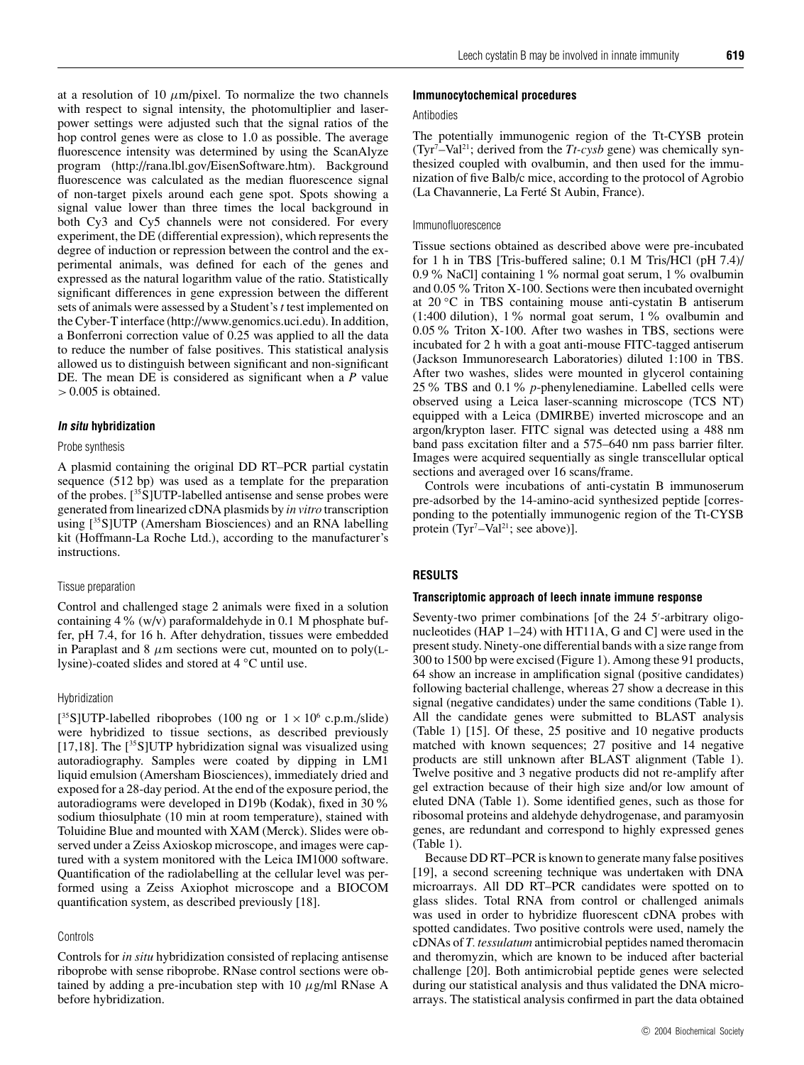at a resolution of 10 $\mu$m/pixel. To normalize the two channels with respect to signal intensity, the photomultiplier and laser-power settings were adjusted such that the signal ratios of the hop control genes were as close to 1.0 as possible. The average fluorescence intensity was determined by using the ScanAlyze program (http://rana.lbl.gov/EisenSoftware.htm). Background fluorescence was calculated as the median fluorescence signal of non-target pixels around each gene spot. Spots showing a signal value lower than three times the local background in both Cy3 and Cy5 channels were not considered. For every experiment, the DE (differential expression), which represents the degree of induction or repression between the control and the experimental animals, was defined for each of the genes and expressed as the natural logarithm value of the ratio. Statistically significant differences in gene expression between the different sets of animals were assessed by a Student's *t* test implemented on the Cyber-T interface (http://www.genomics.uci.edu). In addition, a Bonferroni correction value of 0.25 was applied to all the data to reduce the number of false positives. This statistical analysis allowed us to distinguish between significant and non-significant DE. The mean DE is considered as significant when a $P$ value $> 0.005$ is obtained.

### *In situ* hybridization

#### Probe synthesis

A plasmid containing the original DD RT–PCR partial cystatin sequence (512 bp) was used as a template for the preparation of the probes. [$^{35}$S]UTP-labelled antisense and sense probes were generated from linearized cDNA plasmids by *in vitro* transcription using [$^{35}$S]UTP (Amersham Biosciences) and an RNA labelling kit (Hoffmann-La Roche Ltd.), according to the manufacturer's instructions.

#### Tissue preparation

Control and challenged stage 2 animals were fixed in a solution containing 4 % (w/v) paraformaldehyde in 0.1 M phosphate buffer, pH 7.4, for 16 h. After dehydration, tissues were embedded in Paraplast and 8 $\mu$m sections were cut, mounted on to poly(L-lysine)-coated slides and stored at 4 °C until use.

#### Hybridization

[$^{35}$S]UTP-labelled riboprobes (100 ng or $1 \times 10^6$ c.p.m./slide) were hybridized to tissue sections, as described previously [17,18]. The [$^{35}$S]UTP hybridization signal was visualized using autoradiography. Samples were coated by dipping in LM1 liquid emulsion (Amersham Biosciences), immediately dried and exposed for a 28-day period. At the end of the exposure period, the autoradiograms were developed in D19b (Kodak), fixed in 30 % sodium thiosulphate (10 min at room temperature), stained with Toluidine Blue and mounted with XAM (Merck). Slides were observed under a Zeiss Axioskop microscope, and images were captured with a system monitored with the Leica IM1000 software. Quantification of the radiolabelling at the cellular level was performed using a Zeiss Axiophot microscope and a BIOCOM quantification system, as described previously [18].

#### Controls

Controls for *in situ* hybridization consisted of replacing antisense riboprobe with sense riboprobe. RNase control sections were obtained by adding a pre-incubation step with 10 $\mu$g/ml RNase A before hybridization.

### Immunocytochemical procedures

#### Antibodies

The potentially immunogenic region of the Tt-CYSB protein (Tyr$^{7}$–Val$^{21}$; derived from the *Tt-cysb* gene) was chemically synthesized coupled with ovalbumin, and then used for the immunization of five Balb/c mice, according to the protocol of Agrobio (La Chavannerie, La Ferté St Aubin, France).

#### Immunofluorescence

Tissue sections obtained as described above were pre-incubated for 1 h in TBS [Tris-buffered saline; 0.1 M Tris/HCl (pH 7.4)/ 0.9 % NaCl] containing 1 % normal goat serum, 1 % ovalbumin and 0.05 % Triton X-100. Sections were then incubated overnight at 20 °C in TBS containing mouse anti-cystatin B antiserum (1:400 dilution), 1 % normal goat serum, 1 % ovalbumin and 0.05 % Triton X-100. After two washes in TBS, sections were incubated for 2 h with a goat anti-mouse FITC-tagged antiserum (Jackson Immunoresearch Laboratories) diluted 1:100 in TBS. After two washes, slides were mounted in glycerol containing 25 % TBS and 0.1 % *p*-phenylenediamine. Labelled cells were observed using a Leica laser-scanning microscope (TCS NT) equipped with a Leica (DMIRBE) inverted microscope and an argon/krypton laser. FITC signal was detected using a 488 nm band pass excitation filter and a 575–640 nm pass barrier filter. Images were acquired sequentially as single transcellular optical sections and averaged over 16 scans/frame.

Controls were incubations of anti-cystatin B immunoserum pre-adsorbed by the 14-amino-acid synthesized peptide [corresponding to the potentially immunogenic region of the Tt-CYSB protein (Tyr$^{7}$–Val$^{21}$; see above)].

## RESULTS

### Transcriptomic approach of leech innate immune response

Seventy-two primer combinations [of the 24 5′-arbitrary oligonucleotides (HAP 1–24) with HT11A, G and C] were used in the present study. Ninety-one differential bands with a size range from 300 to 1500 bp were excised (Figure 1). Among these 91 products, 64 show an increase in amplification signal (positive candidates) following bacterial challenge, whereas 27 show a decrease in this signal (negative candidates) under the same conditions (Table 1). All the candidate genes were submitted to BLAST analysis (Table 1) [15]. Of these, 25 positive and 10 negative products matched with known sequences; 27 positive and 14 negative products are still unknown after BLAST alignment (Table 1). Twelve positive and 3 negative products did not re-amplify after gel extraction because of their high size and/or low amount of eluted DNA (Table 1). Some identified genes, such as those for ribosomal proteins and aldehyde dehydrogenase, and paramyosin genes, are redundant and correspond to highly expressed genes (Table 1).

Because DD RT–PCR is known to generate many false positives [19], a second screening technique was undertaken with DNA microarrays. All DD RT–PCR candidates were spotted on to glass slides. Total RNA from control or challenged animals was used in order to hybridize fluorescent cDNA probes with spotted candidates. Two positive controls were used, namely the cDNAs of *T. tessulatum* antimicrobial peptides named theromacin and theromyzin, which are known to be induced after bacterial challenge [20]. Both antimicrobial peptide genes were selected during our statistical analysis and thus validated the DNA microarrays. The statistical analysis confirmed in part the data obtained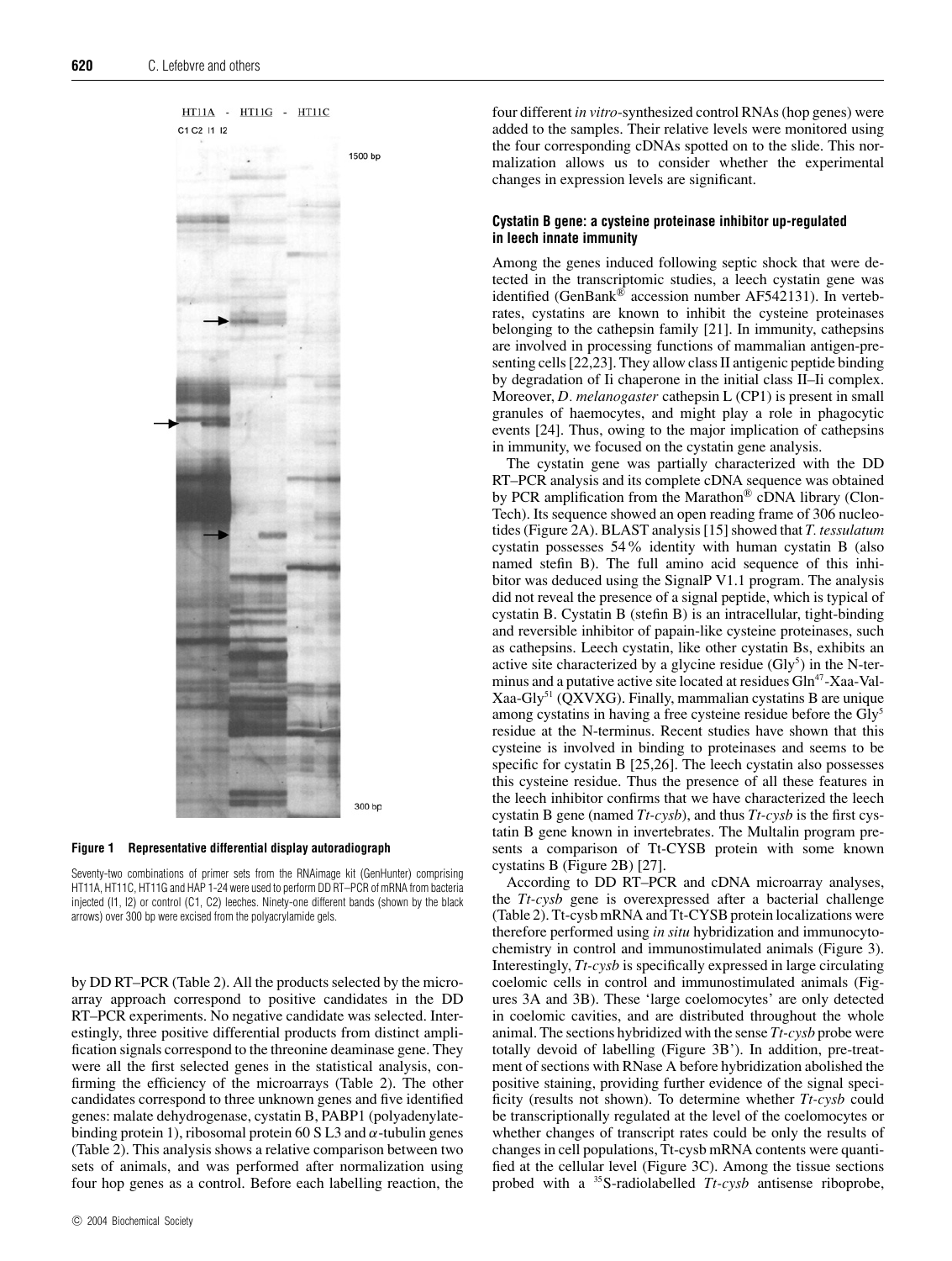Figure 1 Representative differential display autoradiograph

Seventy-two combinations of primer sets from the RNAimage kit (GenHunter) comprising HT11A, HT11C, HT11G and HAP 1-24 were used to perform DD RT–PCR of mRNA from bacteria injected (I1, I2) or control (C1, C2) leeches. Ninety-one different bands (shown by the black arrows) over 300 bp were excised from the polyacrylamide gels.

by DD RT–PCR (Table 2). All the products selected by the microarray approach correspond to positive candidates in the DD RT–PCR experiments. No negative candidate was selected. Interestingly, three positive differential products from distinct amplification signals correspond to the threonine deaminase gene. They were all the first selected genes in the statistical analysis, confirming the efficiency of the microarrays (Table 2). The other candidates correspond to three unknown genes and five identified genes: malate dehydrogenase, cystatin B, PABP1 (polyadenylate-binding protein 1), ribosomal protein 60 S L3 and α-tubulin genes (Table 2). This analysis shows a relative comparison between two sets of animals, and was performed after normalization using four hop genes as a control. Before each labelling reaction, the four different *in vitro*-synthesized control RNAs (hop genes) were added to the samples. Their relative levels were monitored using the four corresponding cDNAs spotted on to the slide. This normalization allows us to consider whether the experimental changes in expression levels are significant.

### Cystatin B gene: a cysteine proteinase inhibitor up-regulated in leech innate immunity

Among the genes induced following septic shock that were detected in the transcriptomic studies, a leech cystatin gene was identified (GenBank® accession number AF542131). In vertebrates, cystatins are known to inhibit the cysteine proteinases belonging to the cathepsin family [21]. In immunity, cathepsins are involved in processing functions of mammalian antigen-presenting cells [22,23]. They allow class II antigenic peptide binding by degradation of Ii chaperone in the initial class II–Ii complex. Moreover, *D. melanogaster* cathepsin L (CP1) is present in small granules of haemocytes, and might play a role in phagocytic events [24]. Thus, owing to the major implication of cathepsins in immunity, we focused on the cystatin gene analysis.

The cystatin gene was partially characterized with the DD RT–PCR analysis and its complete cDNA sequence was obtained by PCR amplification from the Marathon® cDNA library (ClonTech). Its sequence showed an open reading frame of 306 nucleotides (Figure 2A). BLAST analysis [15] showed that *T. tessulatum* cystatin possesses 54 % identity with human cystatin B (also named stefin B). The full amino acid sequence of this inhibitor was deduced using the SignalP V1.1 program. The analysis did not reveal the presence of a signal peptide, which is typical of cystatin B. Cystatin B (stefin B) is an intracellular, tight-binding and reversible inhibitor of papain-like cysteine proteinases, such as cathepsins. Leech cystatin, like other cystatin Bs, exhibits an active site characterized by a glycine residue ($Gly^5$) in the N-terminus and a putative active site located at residues $Gln^{47}$-Xaa-Val-Xaa-$Gly^{51}$ (QXVXG). Finally, mammalian cystatins B are unique among cystatins in having a free cysteine residue before the $Gly^5$ residue at the N-terminus. Recent studies have shown that this cysteine is involved in binding to proteinases and seems to be specific for cystatin B [25,26]. The leech cystatin also possesses this cysteine residue. Thus the presence of all these features in the leech inhibitor confirms that we have characterized the leech cystatin B gene (named *Tt-cysb*), and thus *Tt-cysb* is the first cystatin B gene known in invertebrates. The Multalin program presents a comparison of Tt-CYSB protein with some known cystatins B (Figure 2B) [27].

According to DD RT–PCR and cDNA microarray analyses, the *Tt-cysb* gene is overexpressed after a bacterial challenge (Table 2). Tt-cysb mRNA and Tt-CYSB protein localizations were therefore performed using *in situ* hybridization and immunocytochemistry in control and immunostimulated animals (Figure 3). Interestingly, *Tt-cysb* is specifically expressed in large circulating coelomic cells in control and immunostimulated animals (Figures 3A and 3B). These 'large coelomocytes' are only detected in coelomic cavities, and are distributed throughout the whole animal. The sections hybridized with the sense *Tt-cysb* probe were totally devoid of labelling (Figure 3B'). In addition, pre-treatment of sections with RNase A before hybridization abolished the positive staining, providing further evidence of the signal specificity (results not shown). To determine whether *Tt-cysb* could be transcriptionally regulated at the level of the coelomocytes or whether changes of transcript rates could be only the results of changes in cell populations, Tt-cysb mRNA contents were quantified at the cellular level (Figure 3C). Among the tissue sections probed with a $^{35}S$-radiolabelled *Tt-cysb* antisense riboprobe,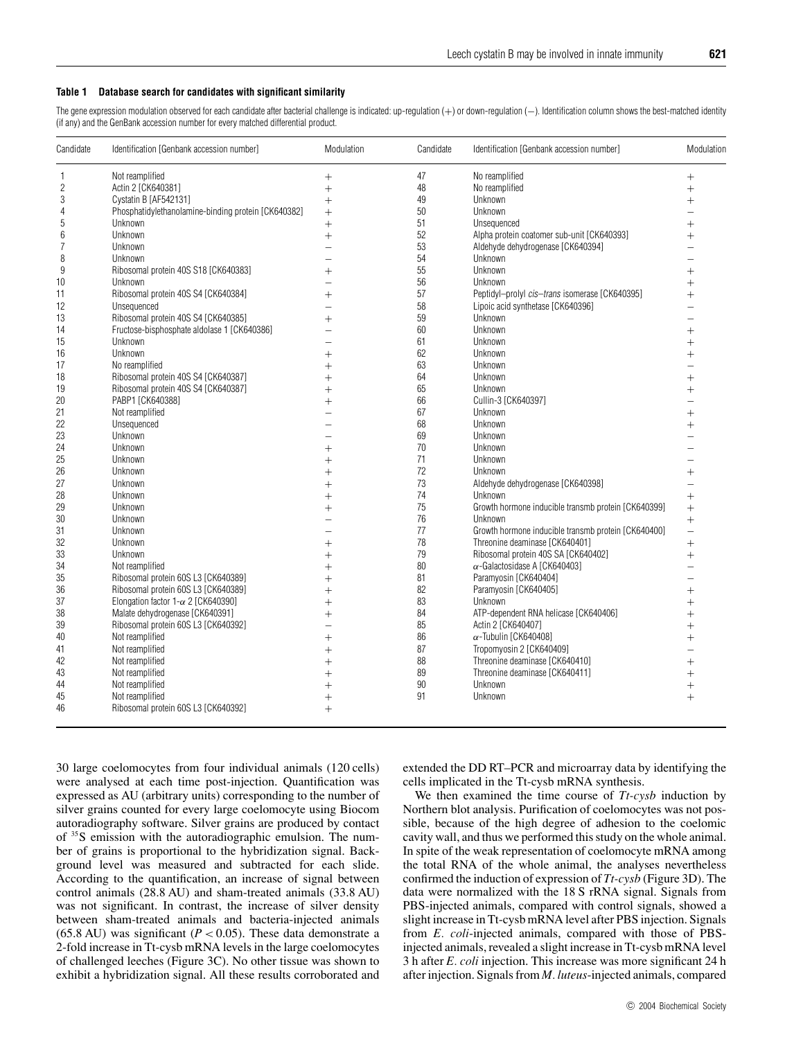**Table 1 Database search for candidates with significant similarity**

The gene expression modulation observed for each candidate after bacterial challenge is indicated: up-regulation (+) or down-regulation (−). Identification column shows the best-matched identity (if any) and the GenBank accession number for every matched differential product.

| Candidate | Identification [Genbank accession number] | Modulation | Candidate | Identification [Genbank accession number] | Modulation |
|---|---|---|---|---|---|
| 1 | Not reamplified | + | 47 | No reamplified | + |
| 2 | Actin 2 [CK640381] | + | 48 | No reamplified | + |
| 3 | Cystatin B [AF542131] | + | 49 | Unknown | + |
| 4 | Phosphatidylethanolamine-binding protein [CK640382] | + | 50 | Unknown | − |
| 5 | Unknown | + | 51 | Unsequenced | + |
| 6 | Unknown | + | 52 | Alpha protein coatomer sub-unit [CK640393] | + |
| 7 | Unknown | − | 53 | Aldehyde dehydrogenase [CK640394] | − |
| 8 | Unknown | − | 54 | Unknown | − |
| 9 | Ribosomal protein 40S S18 [CK640383] | + | 55 | Unknown | + |
| 10 | Unknown | − | 56 | Unknown | + |
| 11 | Ribosomal protein 40S S4 [CK640384] | + | 57 | Peptidyl–prolyl *cis–trans* isomerase [CK640395] | + |
| 12 | Unsequenced | − | 58 | Lipoic acid synthetase [CK640396] | − |
| 13 | Ribosomal protein 40S S4 [CK640385] | + | 59 | Unknown | − |
| 14 | Fructose-bisphosphate aldolase 1 [CK640386] | − | 60 | Unknown | + |
| 15 | Unknown | − | 61 | Unknown | + |
| 16 | Unknown | + | 62 | Unknown | + |
| 17 | No reamplified | + | 63 | Unknown | − |
| 18 | Ribosomal protein 40S S4 [CK640387] | + | 64 | Unknown | + |
| 19 | Ribosomal protein 40S S4 [CK640387] | + | 65 | Unknown | + |
| 20 | PABP1 [CK640388] | + | 66 | Cullin-3 [CK640397] | − |
| 21 | Not reamplified | − | 67 | Unknown | + |
| 22 | Unsequenced | − | 68 | Unknown | + |
| 23 | Unknown | − | 69 | Unknown | − |
| 24 | Unknown | + | 70 | Unknown | − |
| 25 | Unknown | + | 71 | Unknown | − |
| 26 | Unknown | + | 72 | Unknown | + |
| 27 | Unknown | + | 73 | Aldehyde dehydrogenase [CK640398] | − |
| 28 | Unknown | + | 74 | Unknown | + |
| 29 | Unknown | + | 75 | Growth hormone inducible transmb protein [CK640399] | + |
| 30 | Unknown | − | 76 | Unknown | + |
| 31 | Unknown | − | 77 | Growth hormone inducible transmb protein [CK640400] | − |
| 32 | Unknown | + | 78 | Threonine deaminase [CK640401] | + |
| 33 | Unknown | + | 79 | Ribosomal protein 40S SA [CK640402] | + |
| 34 | Not reamplified | + | 80 | $\alpha$-Galactosidase A [CK640403] | − |
| 35 | Ribosomal protein 60S L3 [CK640389] | + | 81 | Paramyosin [CK640404] | − |
| 36 | Ribosomal protein 60S L3 [CK640389] | + | 82 | Paramyosin [CK640405] | + |
| 37 | Elongation factor 1-$\alpha$ 2 [CK640390] | + | 83 | Unknown | + |
| 38 | Malate dehydrogenase [CK640391] | + | 84 | ATP-dependent RNA helicase [CK640406] | + |
| 39 | Ribosomal protein 60S L3 [CK640392] | − | 85 | Actin 2 [CK640407] | + |
| 40 | Not reamplified | + | 86 | $\alpha$-Tubulin [CK640408] | + |
| 41 | Not reamplified | + | 87 | Tropomyosin 2 [CK640409] | − |
| 42 | Not reamplified | + | 88 | Threonine deaminase [CK640410] | + |
| 43 | Not reamplified | + | 89 | Threonine deaminase [CK640411] | + |
| 44 | Not reamplified | + | 90 | Unknown | + |
| 45 | Not reamplified | + | 91 | Unknown | + |
| 46 | Ribosomal protein 60S L3 [CK640392] | + | | | |

30 large coelomocytes from four individual animals (120 cells) were analysed at each time post-injection. Quantification was expressed as AU (arbitrary units) corresponding to the number of silver grains counted for every large coelomocyte using Biocom autoradiography software. Silver grains are produced by contact of $^{35}S$ emission with the autoradiographic emulsion. The number of grains is proportional to the hybridization signal. Background level was measured and subtracted for each slide. According to the quantification, an increase of signal between control animals (28.8 AU) and sham-treated animals (33.8 AU) was not significant. In contrast, the increase of silver density between sham-treated animals and bacteria-injected animals (65.8 AU) was significant ($P < 0.05$). These data demonstrate a 2-fold increase in Tt-cysb mRNA levels in the large coelomocytes of challenged leeches (Figure 3C). No other tissue was shown to exhibit a hybridization signal. All these results corroborated and extended the DD RT–PCR and microarray data by identifying the cells implicated in the Tt-cysb mRNA synthesis.

We then examined the time course of *Tt-cysb* induction by Northern blot analysis. Purification of coelomocytes was not possible, because of the high degree of adhesion to the coelomic cavity wall, and thus we performed this study on the whole animal. In spite of the weak representation of coelomocyte mRNA among the total RNA of the whole animal, the analyses nevertheless confirmed the induction of expression of *Tt-cysb* (Figure 3D). The data were normalized with the 18 S rRNA signal. Signals from PBS-injected animals, compared with control signals, showed a slight increase in Tt-cysb mRNA level after PBS injection. Signals from *E. coli*-injected animals, compared with those of PBS-injected animals, revealed a slight increase in Tt-cysb mRNA level 3 h after *E. coli* injection. This increase was more significant 24 h after injection. Signals from *M. luteus*-injected animals, compared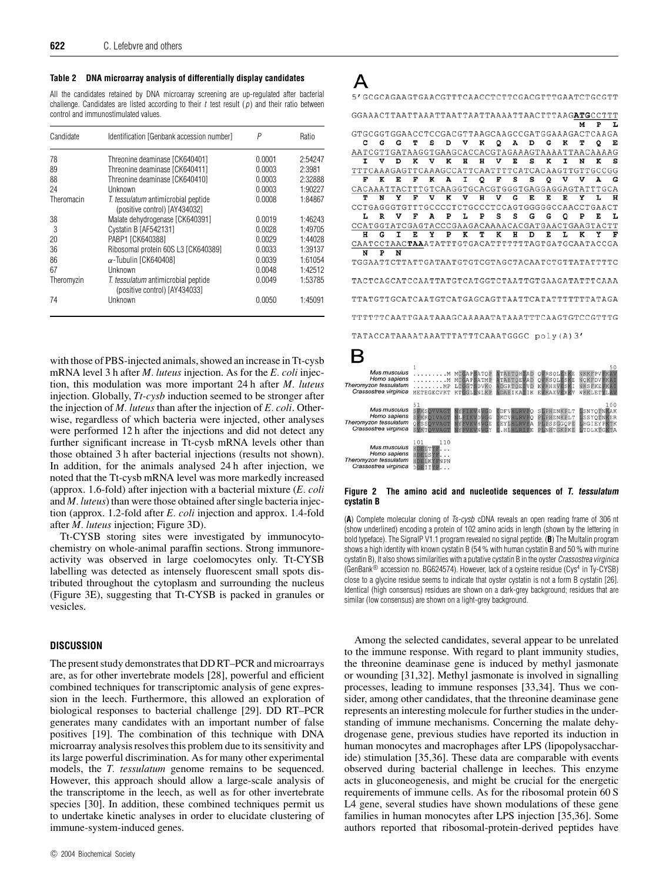**Table 2 DNA microarray analysis of differentially display candidates**

All the candidates retained by DNA microarray screening are up-regulated after bacterial challenge. Candidates are listed according to their *t* test result (*p*) and their ratio between control and immunostimulated values.

| Candidate | Identification [Genbank accession number] | *P* | Ratio |
|---|---|---|---|
| 78 | Threonine deaminase [CK640401] | 0.0001 | 2:54247 |
| 89 | Threonine deaminase [CK640411] | 0.0003 | 2:3981 |
| 88 | Threonine deaminase [CK640410] | 0.0003 | 2:32888 |
| 24 | Unknown | 0.0003 | 1:90227 |
| Theromacin | *T. tessulatum* antimicrobial peptide (positive control) [AY434032] | 0.0008 | 1:84867 |
| 38 | Malate dehydrogenase [CK640391] | 0.0019 | 1:46243 |
| 3 | Cystatin B [AF542131] | 0.0028 | 1:49705 |
| 20 | PABP1 [CK640388] | 0.0029 | 1:44028 |
| 36 | Ribosomal protein 60S L3 [CK640389] | 0.0033 | 1:39137 |
| 86 | α-Tubulin [CK640408] | 0.0039 | 1:61054 |
| 67 | Unknown | 0.0048 | 1:42512 |
| Theromyzin | *T. tessulatum* antimicrobial peptide (positive control) [AY434033] | 0.0049 | 1:53785 |
| 74 | Unknown | 0.0050 | 1:45091 |

with those of PBS-injected animals, showed an increase in Tt-cysb mRNA level 3 h after *M. luteus* injection. As for the *E. coli* injection, this modulation was more important 24 h after *M. luteus* injection. Globally, *Tt-cysb* induction seemed to be stronger after the injection of *M. luteus* than after the injection of *E. coli*. Otherwise, regardless of which bacteria were injected, other analyses were performed 12 h after the injections and did not detect any further significant increase in Tt-cysb mRNA levels other than those obtained 3 h after bacterial injections (results not shown). In addition, for the animals analysed 24 h after injection, we noted that the Tt-cysb mRNA level was more markedly increased (approx. 1.6-fold) after injection with a bacterial mixture (*E. coli* and *M. luteus*) than were those obtained after single bacteria injection (approx. 1.2-fold after *E. coli* injection and approx. 1.4-fold after *M. luteus* injection; Figure 3D).

Tt-CYSB storing sites were investigated by immunocytochemistry on whole-animal paraffin sections. Strong immunoreactivity was observed in large coelomocytes only. Tt-CYSB labelling was detected as intensely fluorescent small spots distributed throughout the cytoplasm and surrounding the nucleus (Figure 3E), suggesting that Tt-CYSB is packed in granules or vesicles.

**A**

```
5' GCGCAGAAGTGAACGTTTCAACCTCTTCGACGTTTGAATCTGCGTT

GGAAACTTAATTAAATTAATTAATTAAAATTAACTTTAAGATGCCTTT
                                        M  P  L
GTGCGGTGGAACCTCCGACGTTAAGCAAGCCGATGGAAAGACTCAAGA
 C  G  G  T  S  D  V  K  Q  A  D  G  K  T  Q  E
AATCGTTGATAAGGTGAAGCACCACGTAGAAAGTAAAATTAACAAAAG
 I  V  D  K  V  K  H  H  V  E  S  K  I  N  K  S
TTTCAAAGAGTTCAAAGCCATTCAATTTTCATCACAAGTTGTTGCCGG
 F  K  E  F  K  A  I  Q  F  S  S  Q  V  V  A  G
CACAAATTACTTTGTCAAGGTGCACGTGGGTGAGGAGGAGTATTTGCA
 T  N  Y  F  V  K  V  H  V  G  E  E  E  Y  L  H
CCTGAGGGTGTTTGCCCCTCTGCCCTCCAGTGGGGGCCAACCTGAACT
 L  R  V  F  A  P  L  P  S  S  G  G  Q  P  E  L
CCATGGTATCGAGTACCCGAAGACAAAACACGATGAACTGAAGTACTT
 H  G  I  E  Y  P  K  T  K  H  D  E  L  K  Y  F
CAATCCTAACTAAATATTTGTGACATTTTTTAGTGATGCAATACCGA
 N  P  N
TGGAATTCTTATTGATAATGTGTCGTAGCTACAATCTGTTATATTTTC

TACTCAGCATCCAATTATGTCATGGTCTAATTGTGAAGATATTTCAAA

TTATGTTGCATCAATGTCATGAGCAGTTAATTCATATTTTTTTATAGA

TTTTTTCAATTGAATAAAGCAAAAATATAAATTTCAAGTGTCCGTTTG

TATACCATAAAATAAATTTATTTCAAATGGGC poly(A)3'
```

**B**

```
                         1                                                  50
Mus musculus             .........M MCGAPSATQP ATAETQHIAD QVRSQLEEKE NKKFPVFKAV
Homo sapiens             .........M MCGAPSATMP ATAETQEVAD QVKSQLESKE NQKFDVFKAI
Theromyzon tessulatum    ........MP LCGGTSDVKQ ADGKTQEIVD KVKHHVESKI NKSFKEFKAI
Crassostrea virginica    METEGKCVKT KTGGLSNLKP ADAEIKALIK EVKAKVEEKV WKKLETYLAV

                         51                                                 100
Mus musculus             SFKSQVVAGT NYFIKVHVGD EDFVHLRVFQ SLPHENKPLT LSNYQTNKAK
Homo sapiens             SFKRQIVAGT NLFIKVDVGG DKCVHLRVFQ PLPHENKPLT LSSYQTNKER
Theromyzon tessulatum    QFSSQVVAGT NYFVKVHVGE EEYLHLRVFA PLPSSGGQPE LHGIEYPKTK
Crassostrea virginica    SYKTQVVAGT NYFVKVNVGY E.HLHLRIFE PLNHTGKPKE LTDLKTGKTA

                         101      110
Mus musculus             HDELTYF...
Homo sapiens             HDELSYF...
Theromyzon tessulatum    HDELKYFNPN
Crassostrea virginica    DDEIIYF...
```

**Figure 2 The amino acid and nucleotide sequences of *T. tessulatum* cystatin B**

(**A**) Complete molecular cloning of *Ts-cysb* cDNA reveals an open reading frame of 306 nt (show underlined) encoding a protein of 102 amino acids in length (shown by the lettering in bold typeface). The SignalP V1.1 program revealed no signal peptide. (**B**) The Multalin program shows a high identity with known cystatin B (55 % with human cystatin B and 50 % with murine cystatin B), It also shows similarities with a putative cystatin B in the oyster *Crassostrea virginica* (GenBank® accession no. BG624574). However, lack of a cysteine residue (Cys[4] in Ty-CYSB) close to a glycine residue seems to indicate that oyster cystatin is not a form B cystatin [26]. Identical (high consensus) residues are shown on a dark-grey background; residues that are similar (low consensus) are shown on a light-grey background.

## DISCUSSION

The present study demonstrates that DD RT–PCR and microarrays are, as for other invertebrate models [28], powerful and efficient combined techniques for transcriptomic analysis of gene expression in the leech. Furthermore, this allowed an exploration of biological responses to bacterial challenge [29]. DD RT–PCR generates many candidates with an important number of false positives [19]. The combination of this technique with DNA microarray analysis resolves this problem due to its sensitivity and its large powerful discrimination. As for many other experimental models, the *T. tessulatum* genome remains to be sequenced. However, this approach should allow a large-scale analysis of the transcriptome in the leech, as well as for other invertebrate species [30]. In addition, these combined techniques permit us to undertake kinetic analyses in order to elucidate clustering of immune-system-induced genes.

Among the selected candidates, several appear to be unrelated to the immune response. With regard to plant immunity studies, the threonine deaminase gene is induced by methyl jasmonate or wounding [31,32]. Methyl jasmonate is involved in signalling processes, leading to immune responses [33,34]. Thus we consider, among other candidates, that the threonine deaminase gene represents an interesting molecule for further studies in the understanding of immune mechanisms. Concerning the malate dehydrogenase gene, previous studies have reported its induction in human monocytes and macrophages after LPS (lipopolysaccharide) stimulation [35,36]. These data are comparable with events observed during bacterial challenge in leeches. This enzyme acts in gluconeogenesis, and might be crucial for the energetic requirements of immune cells. As for the ribosomal protein 60 S L4 gene, several studies have shown modulations of these gene families in human monocytes after LPS injection [35,36]. Some authors reported that ribosomal-protein-derived peptides have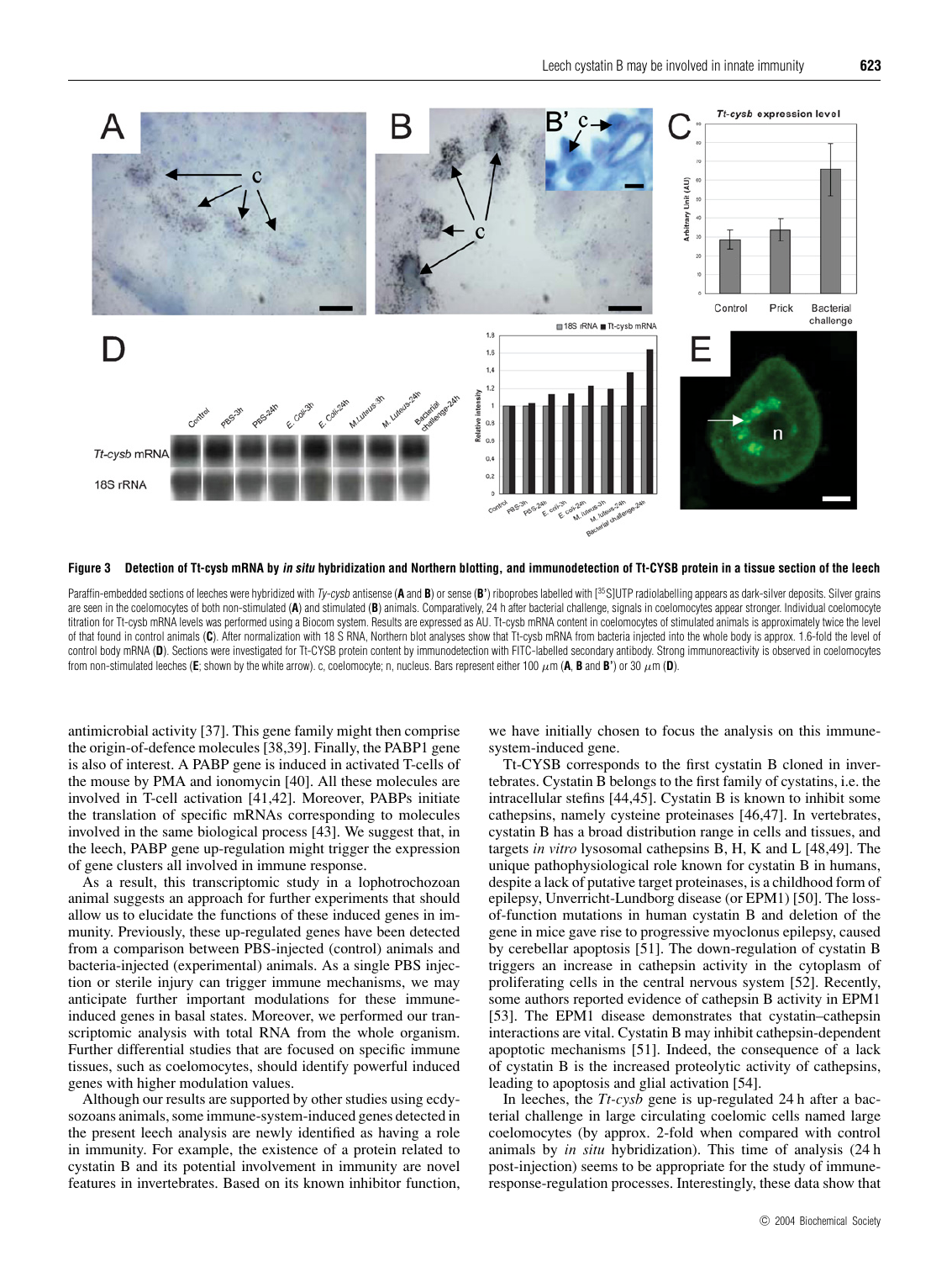**Figure 3 Detection of Tt-cysb mRNA by *in situ* hybridization and Northern blotting, and immunodetection of Tt-CYSB protein in a tissue section of the leech**

Paraffin-embedded sections of leeches were hybridized with *Ty-cysb* antisense (**A** and **B**) or sense (**B'**) riboprobes labelled with [35S]UTP radiolabelling appears as dark-silver deposits. Silver grains are seen in the coelomocytes of both non-stimulated (**A**) and stimulated (**B**) animals. Comparatively, 24 h after bacterial challenge, signals in coelomocytes appear stronger. Individual coelomocyte titration for Tt-cysb mRNA levels was performed using a Biocom system. Results are expressed as AU. Tt-cysb mRNA content in coelomocytes of stimulated animals is approximately twice the level of that found in control animals (**C**). After normalization with 18 S RNA, Northern blot analyses show that Tt-cysb mRNA from bacteria injected into the whole body is approx. 1.6-fold the level of control body mRNA (**D**). Sections were investigated for Tt-CYSB protein content by immunodetection with FITC-labelled secondary antibody. Strong immunoreactivity is observed in coelomocytes from non-stimulated leeches (**E**; shown by the white arrow). c, coelomocyte; n, nucleus. Bars represent either 100 $\mu$m (**A**, **B** and **B'**) or 30 $\mu$m (**D**).

antimicrobial activity [37]. This gene family might then comprise the origin-of-defence molecules [38,39]. Finally, the PABP1 gene is also of interest. A PABP gene is induced in activated T-cells of the mouse by PMA and ionomycin [40]. All these molecules are involved in T-cell activation [41,42]. Moreover, PABPs initiate the translation of specific mRNAs corresponding to molecules involved in the same biological process [43]. We suggest that, in the leech, PABP gene up-regulation might trigger the expression of gene clusters all involved in immune response.

As a result, this transcriptomic study in a lophotrochozoan animal suggests an approach for further experiments that should allow us to elucidate the functions of these induced genes in immunity. Previously, these up-regulated genes have been detected from a comparison between PBS-injected (control) animals and bacteria-injected (experimental) animals. As a single PBS injection or sterile injury can trigger immune mechanisms, we may anticipate further important modulations for these immune-induced genes in basal states. Moreover, we performed our transcriptomic analysis with total RNA from the whole organism. Further differential studies that are focused on specific immune tissues, such as coelomocytes, should identify powerful induced genes with higher modulation values.

Although our results are supported by other studies using ecdysozoans animals, some immune-system-induced genes detected in the present leech analysis are newly identified as having a role in immunity. For example, the existence of a protein related to cystatin B and its potential involvement in immunity are novel features in invertebrates. Based on its known inhibitor function, we have initially chosen to focus the analysis on this immune-system-induced gene.

Tt-CYSB corresponds to the first cystatin B cloned in invertebrates. Cystatin B belongs to the first family of cystatins, i.e. the intracellular stefins [44,45]. Cystatin B is known to inhibit some cathepsins, namely cysteine proteinases [46,47]. In vertebrates, cystatin B has a broad distribution range in cells and tissues, and targets *in vitro* lysosomal cathepsins B, H, K and L [48,49]. The unique pathophysiological role known for cystatin B in humans, despite a lack of putative target proteinases, is a childhood form of epilepsy, Unverricht-Lundborg disease (or EPM1) [50]. The loss-of-function mutations in human cystatin B and deletion of the gene in mice gave rise to progressive myoclonus epilepsy, caused by cerebellar apoptosis [51]. The down-regulation of cystatin B triggers an increase in cathepsin activity in the cytoplasm of proliferating cells in the central nervous system [52]. Recently, some authors reported evidence of cathepsin B activity in EPM1 [53]. The EPM1 disease demonstrates that cystatin–cathepsin interactions are vital. Cystatin B may inhibit cathepsin-dependent apoptotic mechanisms [51]. Indeed, the consequence of a lack of cystatin B is the increased proteolytic activity of cathepsins, leading to apoptosis and glial activation [54].

In leeches, the *Tt-cysb* gene is up-regulated 24 h after a bacterial challenge in large circulating coelomic cells named large coelomocytes (by approx. 2-fold when compared with control animals by *in situ* hybridization). This time of analysis (24 h post-injection) seems to be appropriate for the study of immune-response-regulation processes. Interestingly, these data show that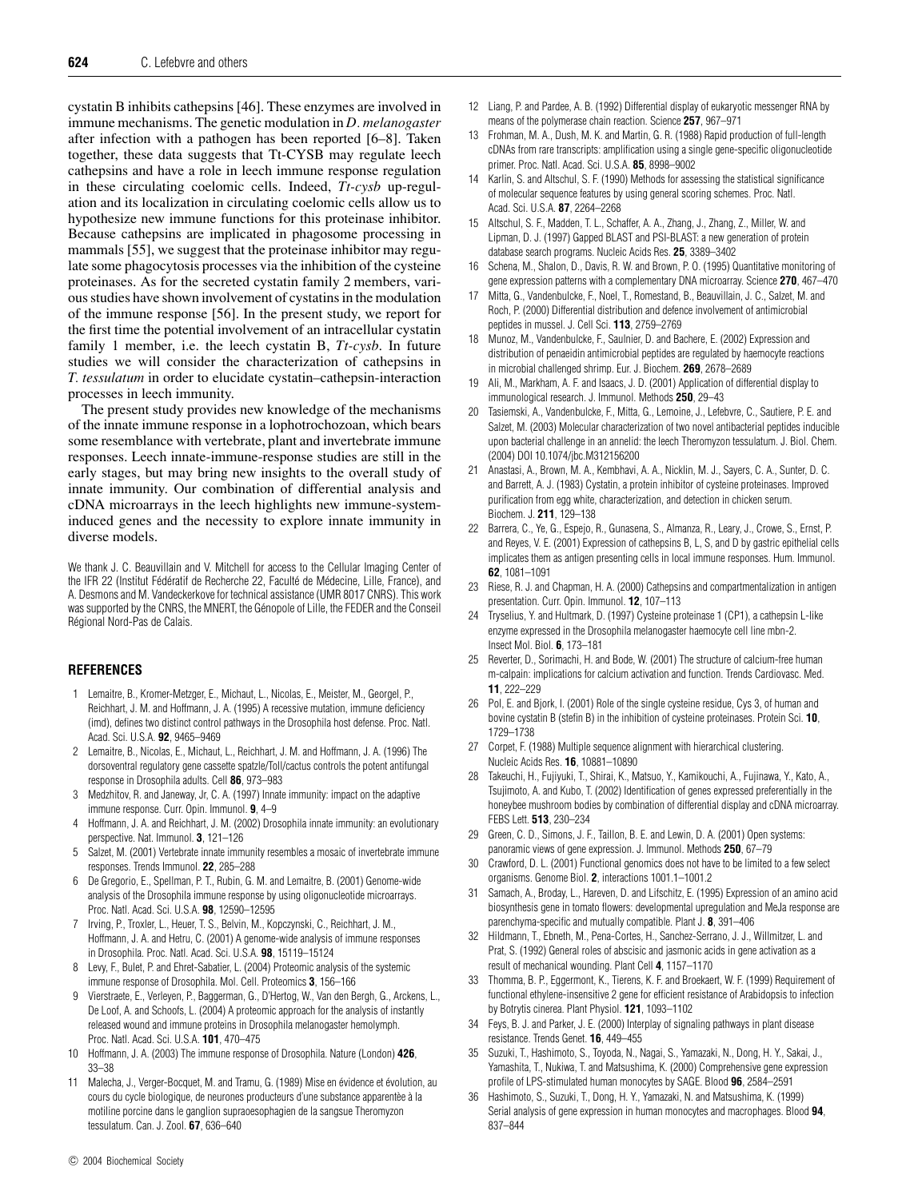cystatin B inhibits cathepsins [46]. These enzymes are involved in immune mechanisms. The genetic modulation in *D. melanogaster* after infection with a pathogen has been reported [6–8]. Taken together, these data suggests that Tt-CYSB may regulate leech cathepsins and have a role in leech immune response regulation in these circulating coelomic cells. Indeed, *Tt-cysb* up-regulation and its localization in circulating coelomic cells allow us to hypothesize new immune functions for this proteinase inhibitor. Because cathepsins are implicated in phagosome processing in mammals [55], we suggest that the proteinase inhibitor may regulate some phagocytosis processes via the inhibition of the cysteine proteinases. As for the secreted cystatin family 2 members, various studies have shown involvement of cystatins in the modulation of the immune response [56]. In the present study, we report for the first time the potential involvement of an intracellular cystatin family 1 member, i.e. the leech cystatin B, *Tt-cysb*. In future studies we will consider the characterization of cathepsins in *T. tessulatum* in order to elucidate cystatin–cathepsin-interaction processes in leech immunity.

The present study provides new knowledge of the mechanisms of the innate immune response in a lophotrochozoan, which bears some resemblance with vertebrate, plant and invertebrate immune responses. Leech innate-immune-response studies are still in the early stages, but may bring new insights to the overall study of innate immunity. Our combination of differential analysis and cDNA microarrays in the leech highlights new immune-system-induced genes and the necessity to explore innate immunity in diverse models.

We thank J. C. Beauvillain and V. Mitchell for access to the Cellular Imaging Center of the IFR 22 (Institut Fédératif de Recherche 22, Faculté de Médecine, Lille, France), and A. Desmons and M. Vandeckerkove for technical assistance (UMR 8017 CNRS). This work was supported by the CNRS, the MNERT, the Génopole of Lille, the FEDER and the Conseil Régional Nord-Pas de Calais.

## REFERENCES

1. Lemaitre, B., Kromer-Metzger, E., Michaut, L., Nicolas, E., Meister, M., Georgel, P., Reichhart, J. M. and Hoffmann, J. A. (1995) A recessive mutation, immune deficiency (imd), defines two distinct control pathways in the Drosophila host defense. Proc. Natl. Acad. Sci. U.S.A. **92**, 9465–9469
2. Lemaitre, B., Nicolas, E., Michaut, L., Reichhart, J. M. and Hoffmann, J. A. (1996) The dorsoventral regulatory gene cassette spatzle/Toll/cactus controls the potent antifungal response in Drosophila adults. Cell **86**, 973–983
3. Medzhitov, R. and Janeway, Jr, C. A. (1997) Innate immunity: impact on the adaptive immune response. Curr. Opin. Immunol. **9**, 4–9
4. Hoffmann, J. A. and Reichhart, J. M. (2002) Drosophila innate immunity: an evolutionary perspective. Nat. Immunol. **3**, 121–126
5. Salzet, M. (2001) Vertebrate innate immunity resembles a mosaic of invertebrate immune responses. Trends Immunol. **22**, 285–288
6. De Gregorio, E., Spellman, P. T., Rubin, G. M. and Lemaitre, B. (2001) Genome-wide analysis of the Drosophila immune response by using oligonucleotide microarrays. Proc. Natl. Acad. Sci. U.S.A. **98**, 12590–12595
7. Irving, P., Troxler, L., Heuer, T. S., Belvin, M., Kopczynski, C., Reichhart, J. M., Hoffmann, J. A. and Hetru, C. (2001) A genome-wide analysis of immune responses in Drosophila. Proc. Natl. Acad. Sci. U.S.A. **98**, 15119–15124
8. Levy, F., Bulet, P. and Ehret-Sabatier, L. (2004) Proteomic analysis of the systemic immune response of Drosophila. Mol. Cell. Proteomics **3**, 156–166
9. Vierstraete, E., Verleyen, P., Baggerman, G., D'Hertog, W., Van den Bergh, G., Arckens, L., De Loof, A. and Schoofs, L. (2004) A proteomic approach for the analysis of instantly released wound and immune proteins in Drosophila melanogaster hemolymph. Proc. Natl. Acad. Sci. U.S.A. **101**, 470–475
10. Hoffmann, J. A. (2003) The immune response of Drosophila. Nature (London) **426**, 33–38
11. Malecha, J., Verger-Bocquet, M. and Tramu, G. (1989) Mise en évidence et évolution, au cours du cycle biologique, de neurones producteurs d'une substance apparentée à la motiline porcine dans le ganglion supraoesophagien de la sangsue Theromyzon tessulatum. Can. J. Zool. **67**, 636–640
12. Liang, P. and Pardee, A. B. (1992) Differential display of eukaryotic messenger RNA by means of the polymerase chain reaction. Science **257**, 967–971
13. Frohman, M. A., Dush, M. K. and Martin, G. R. (1988) Rapid production of full-length cDNAs from rare transcripts: amplification using a single gene-specific oligonucleotide primer. Proc. Natl. Acad. Sci. U.S.A. **85**, 8998–9002
14. Karlin, S. and Altschul, S. F. (1990) Methods for assessing the statistical significance of molecular sequence features by using general scoring schemes. Proc. Natl. Acad. Sci. U.S.A. **87**, 2264–2268
15. Altschul, S. F., Madden, T. L., Schaffer, A. A., Zhang, J., Zhang, Z., Miller, W. and Lipman, D. J. (1997) Gapped BLAST and PSI-BLAST: a new generation of protein database search programs. Nucleic Acids Res. **25**, 3389–3402
16. Schena, M., Shalon, D., Davis, R. W. and Brown, P. O. (1995) Quantitative monitoring of gene expression patterns with a complementary DNA microarray. Science **270**, 467–470
17. Mitta, G., Vandenbulcke, F., Noel, T., Romestand, B., Beauvillain, J. C., Salzet, M. and Roch, P. (2000) Differential distribution and defence involvement of antimicrobial peptides in mussel. J. Cell Sci. **113**, 2759–2769
18. Munoz, M., Vandenbulcke, F., Saulnier, D. and Bachere, E. (2002) Expression and distribution of penaeidin antimicrobial peptides are regulated by haemocyte reactions in microbial challenged shrimp. Eur. J. Biochem. **269**, 2678–2689
19. Ali, M., Markham, A. F. and Isaacs, J. D. (2001) Application of differential display to immunological research. J. Immunol. Methods **250**, 29–43
20. Tasiemski, A., Vandenbulcke, F., Mitta, G., Lemoine, J., Lefebvre, C., Sautiere, P. E. and Salzet, M. (2003) Molecular characterization of two novel antibacterial peptides inducible upon bacterial challenge in an annelid: the leech Theromyzon tessulatum. J. Biol. Chem. (2004) DOI 10.1074/jbc.M312156200
21. Anastasi, A., Brown, M. A., Kembhavi, A. A., Nicklin, M. J., Sayers, C. A., Sunter, D. C. and Barrett, A. J. (1983) Cystatin, a protein inhibitor of cysteine proteinases. Improved purification from egg white, characterization, and detection in chicken serum. Biochem. J. **211**, 129–138
22. Barrera, C., Ye, G., Espejo, R., Gunasena, S., Almanza, R., Leary, J., Crowe, S., Ernst, P. and Reyes, V. E. (2001) Expression of cathepsins B, L, S, and D by gastric epithelial cells implicates them as antigen presenting cells in local immune responses. Hum. Immunol. **62**, 1081–1091
23. Riese, R. J. and Chapman, H. A. (2000) Cathepsins and compartmentalization in antigen presentation. Curr. Opin. Immunol. **12**, 107–113
24. Tryselius, Y. and Hultmark, D. (1997) Cysteine proteinase 1 (CP1), a cathepsin L-like enzyme expressed in the Drosophila melanogaster haemocyte cell line mbn-2. Insect Mol. Biol. **6**, 173–181
25. Reverter, D., Sorimachi, H. and Bode, W. (2001) The structure of calcium-free human m-calpain: implications for calcium activation and function. Trends Cardiovasc. Med. **11**, 222–229
26. Pol, E. and Bjork, I. (2001) Role of the single cysteine residue, Cys 3, of human and bovine cystatin B (stefin B) in the inhibition of cysteine proteinases. Protein Sci. **10**, 1729–1738
27. Corpet, F. (1988) Multiple sequence alignment with hierarchical clustering. Nucleic Acids Res. **16**, 10881–10890
28. Takeuchi, H., Fujiyuki, T., Shirai, K., Matsuo, Y., Kamikouchi, A., Fujinawa, Y., Kato, A., Tsujimoto, A. and Kubo, T. (2002) Identification of genes expressed preferentially in the honeybee mushroom bodies by combination of differential display and cDNA microarray. FEBS Lett. **513**, 230–234
29. Green, C. D., Simons, J. F., Taillon, B. E. and Lewin, D. A. (2001) Open systems: panoramic views of gene expression. J. Immunol. Methods **250**, 67–79
30. Crawford, D. L. (2001) Functional genomics does not have to be limited to a few select organisms. Genome Biol. **2**, interactions 1001.1–1001.2
31. Samach, A., Broday, L., Hareven, D. and Lifschitz, E. (1995) Expression of an amino acid biosynthesis gene in tomato flowers: developmental upregulation and MeJa response are parenchyma-specific and mutually compatible. Plant J. **8**, 391–406
32. Hildmann, T., Ebneth, M., Pena-Cortes, H., Sanchez-Serrano, J. J., Willmitzer, L. and Prat, S. (1992) General roles of abscisic and jasmonic acids in gene activation as a result of mechanical wounding. Plant Cell **4**, 1157–1170
33. Thomma, B. P., Eggermont, K., Tierens, K. F. and Broekaert, W. F. (1999) Requirement of functional ethylene-insensitive 2 gene for efficient resistance of Arabidopsis to infection by Botrytis cinerea. Plant Physiol. **121**, 1093–1102
34. Feys, B. J. and Parker, J. E. (2000) Interplay of signaling pathways in plant disease resistance. Trends Genet. **16**, 449–455
35. Suzuki, T., Hashimoto, S., Toyoda, N., Nagai, S., Yamazaki, N., Dong, H. Y., Sakai, J., Yamashita, T., Nukiwa, T. and Matsushima, K. (2000) Comprehensive gene expression profile of LPS-stimulated human monocytes by SAGE. Blood **96**, 2584–2591
36. Hashimoto, S., Suzuki, T., Dong, H. Y., Yamazaki, N. and Matsushima, K. (1999) Serial analysis of gene expression in human monocytes and macrophages. Blood **94**, 837–844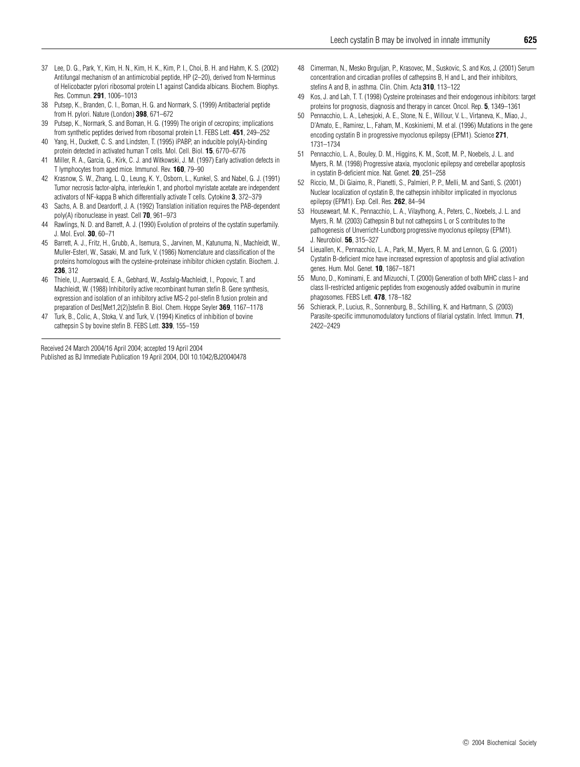37 Lee, D. G., Park, Y., Kim, H. N., Kim, H. K., Kim, P. I., Choi, B. H. and Hahm, K. S. (2002) Antifungal mechanism of an antimicrobial peptide, HP (2–20), derived from N-terminus of Helicobacter pylori ribosomal protein L1 against Candida albicans. Biochem. Biophys. Res. Commun. **291**, 1006–1013

38 Putsep, K., Branden, C. I., Boman, H. G. and Normark, S. (1999) Antibacterial peptide from H. pylori. Nature (London) **398**, 671–672

39 Putsep, K., Normark, S. and Boman, H. G. (1999) The origin of cecropins; implications from synthetic peptides derived from ribosomal protein L1. FEBS Lett. **451**, 249–252

40 Yang, H., Duckett, C. S. and Lindsten, T. (1995) iPABP, an inducible poly(A)-binding protein detected in activated human T cells. Mol. Cell. Biol. **15**, 6770–6776

41 Miller, R. A., Garcia, G., Kirk, C. J. and Witkowski, J. M. (1997) Early activation defects in T lymphocytes from aged mice. Immunol. Rev. **160**, 79–90

42 Krasnow, S. W., Zhang, L. Q., Leung, K. Y., Osborn, L., Kunkel, S. and Nabel, G. J. (1991) Tumor necrosis factor-alpha, interleukin 1, and phorbol myristate acetate are independent activators of NF-kappa B which differentially activate T cells. Cytokine **3**, 372–379

43 Sachs, A. B. and Deardorff, J. A. (1992) Translation initiation requires the PAB-dependent poly(A) ribonuclease in yeast. Cell **70**, 961–973

44 Rawlings, N. D. and Barrett, A. J. (1990) Evolution of proteins of the cystatin superfamily. J. Mol. Evol. **30**, 60–71

45 Barrett, A. J., Fritz, H., Grubb, A., Isemura, S., Jarvinen, M., Katunuma, N., Machleidt, W., Muller-Esterl, W., Sasaki, M. and Turk, V. (1986) Nomenclature and classification of the proteins homologous with the cysteine-proteinase inhibitor chicken cystatin. Biochem. J. **236**, 312

46 Thiele, U., Auerswald, E. A., Gebhard, W., Assfalg-Machleidt, I., Popovic, T. and Machleidt, W. (1988) Inhibitorily active recombinant human stefin B. Gene synthesis, expression and isolation of an inhibitory active MS-2 pol-stefin B fusion protein and preparation of Des[Met1,2(2)]stefin B. Biol. Chem. Hoppe Seyler **369**, 1167–1178

47 Turk, B., Colic, A., Stoka, V. and Turk, V. (1994) Kinetics of inhibition of bovine cathepsin S by bovine stefin B. FEBS Lett. **339**, 155–159

48 Cimerman, N., Mesko Brguljan, P., Krasovec, M., Suskovic, S. and Kos, J. (2001) Serum concentration and circadian profiles of cathepsins B, H and L, and their inhibitors, stefins A and B, in asthma. Clin. Chim. Acta **310**, 113–122

49 Kos, J. and Lah, T. T. (1998) Cysteine proteinases and their endogenous inhibitors: target proteins for prognosis, diagnosis and therapy in cancer. Oncol. Rep. **5**, 1349–1361

50 Pennacchio, L. A., Lehesjoki, A. E., Stone, N. E., Willour, V. L., Virtaneva, K., Miao, J., D'Amato, E., Ramirez, L., Faham, M., Koskiniemi, M. et al. (1996) Mutations in the gene encoding cystatin B in progressive myoclonus epilepsy (EPM1). Science **271**, 1731–1734

51 Pennacchio, L. A., Bouley, D. M., Higgins, K. M., Scott, M. P., Noebels, J. L. and Myers, R. M. (1998) Progressive ataxia, myoclonic epilepsy and cerebellar apoptosis in cystatin B-deficient mice. Nat. Genet. **20**, 251–258

52 Riccio, M., Di Giaimo, R., Pianetti, S., Palmieri, P. P., Melli, M. and Santi, S. (2001) Nuclear localization of cystatin B, the cathepsin inhibitor implicated in myoclonus epilepsy (EPM1). Exp. Cell. Res. **262**, 84–94

53 Houseweart, M. K., Pennacchio, L. A., Vilaythong, A., Peters, C., Noebels, J. L. and Myers, R. M. (2003) Cathepsin B but not cathepsins L or S contributes to the pathogenesis of Unverricht-Lundborg progressive myoclonus epilepsy (EPM1). J. Neurobiol. **56**, 315–327

54 Lieuallen, K., Pennacchio, L. A., Park, M., Myers, R. M. and Lennon, G. G. (2001) Cystatin B-deficient mice have increased expression of apoptosis and glial activation genes. Hum. Mol. Genet. **10**, 1867–1871

55 Muno, D., Kominami, E. and Mizuochi, T. (2000) Generation of both MHC class I- and class II-restricted antigenic peptides from exogenously added ovalbumin in murine phagosomes. FEBS Lett. **478**, 178–182

56 Schierack, P., Lucius, R., Sonnenburg, B., Schilling, K. and Hartmann, S. (2003) Parasite-specific immunomodulatory functions of filarial cystatin. Infect. Immun. **71**, 2422–2429

Received 24 March 2004/16 April 2004; accepted 19 April 2004
Published as BJ Immediate Publication 19 April 2004, DOI 10.1042/BJ20040478